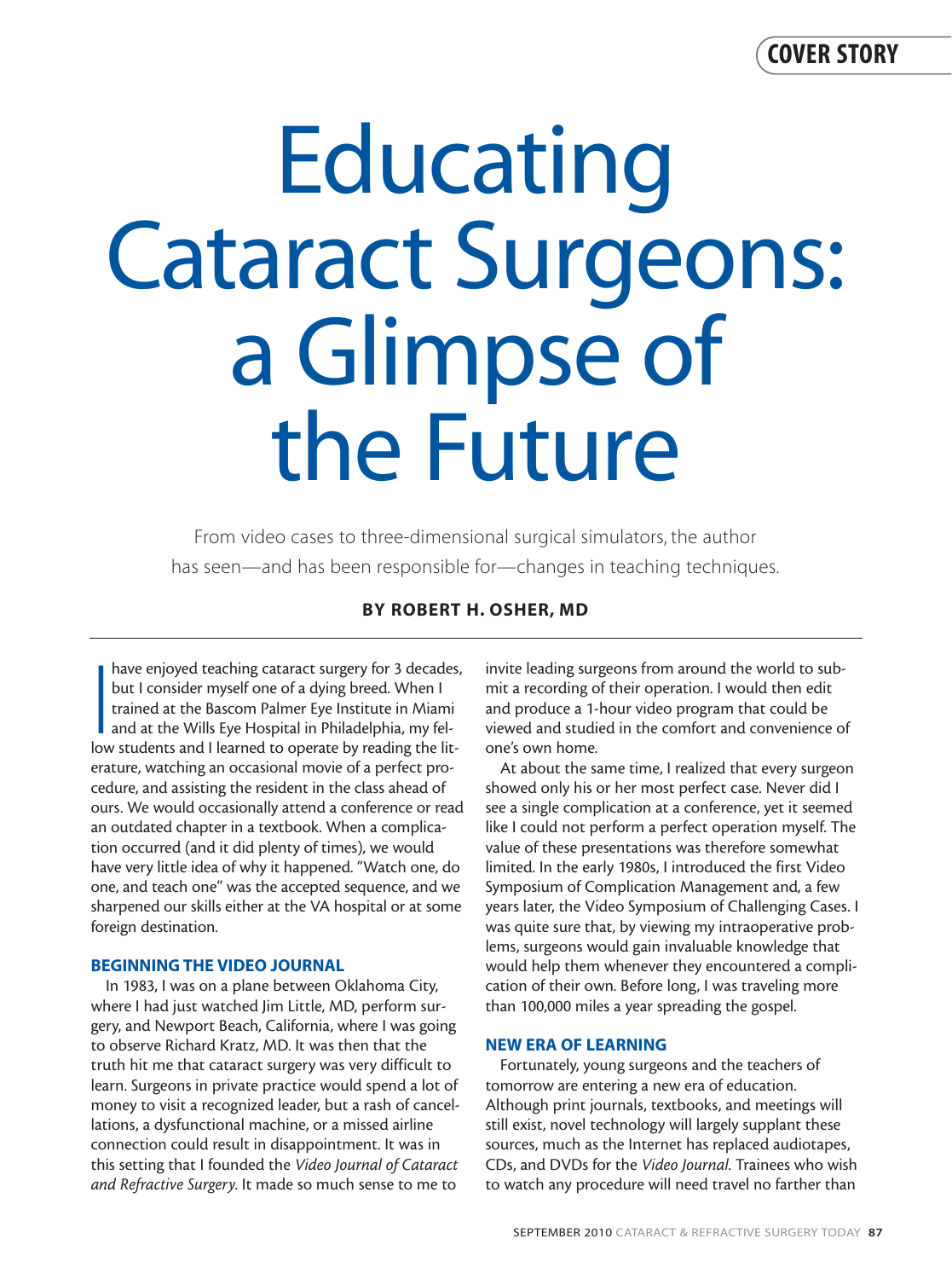COVER STORY

# Educating Cataract Surgeons: a Glimpse of the Future

From video cases to three-dimensional surgical simulators, the author has seen—and has been responsible for—changes in teaching techniques.

**BY ROBERT H. OSHER, MD**

I have enjoyed teaching cataract surgery for 3 decades, but I consider myself one of a dying breed. When I trained at the Bascom Palmer Eye Institute in Miami and at the Wills Eye Hospital in Philadelphia, my fellow students and I learned to operate by reading the literature, watching an occasional movie of a perfect procedure, and assisting the resident in the class ahead of ours. We would occasionally attend a conference or read an outdated chapter in a textbook. When a complication occurred (and it did plenty of times), we would have very little idea of why it happened. "Watch one, do one, and teach one" was the accepted sequence, and we sharpened our skills either at the VA hospital or at some foreign destination.

## BEGINNING THE VIDEO JOURNAL

In 1983, I was on a plane between Oklahoma City, where I had just watched Jim Little, MD, perform surgery, and Newport Beach, California, where I was going to observe Richard Kratz, MD. It was then that the truth hit me that cataract surgery was very difficult to learn. Surgeons in private practice would spend a lot of money to visit a recognized leader, but a rash of cancellations, a dysfunctional machine, or a missed airline connection could result in disappointment. It was in this setting that I founded the *Video Journal of Cataract and Refractive Surgery*. It made so much sense to me to invite leading surgeons from around the world to submit a recording of their operation. I would then edit and produce a 1-hour video program that could be viewed and studied in the comfort and convenience of one's own home.

At about the same time, I realized that every surgeon showed only his or her most perfect case. Never did I see a single complication at a conference, yet it seemed like I could not perform a perfect operation myself. The value of these presentations was therefore somewhat limited. In the early 1980s, I introduced the first Video Symposium of Complication Management and, a few years later, the Video Symposium of Challenging Cases. I was quite sure that, by viewing my intraoperative problems, surgeons would gain invaluable knowledge that would help them whenever they encountered a complication of their own. Before long, I was traveling more than 100,000 miles a year spreading the gospel.

## NEW ERA OF LEARNING

Fortunately, young surgeons and the teachers of tomorrow are entering a new era of education. Although print journals, textbooks, and meetings will still exist, novel technology will largely supplant these sources, much as the Internet has replaced audiotapes, CDs, and DVDs for the *Video Journal*. Trainees who wish to watch any procedure will need travel no farther than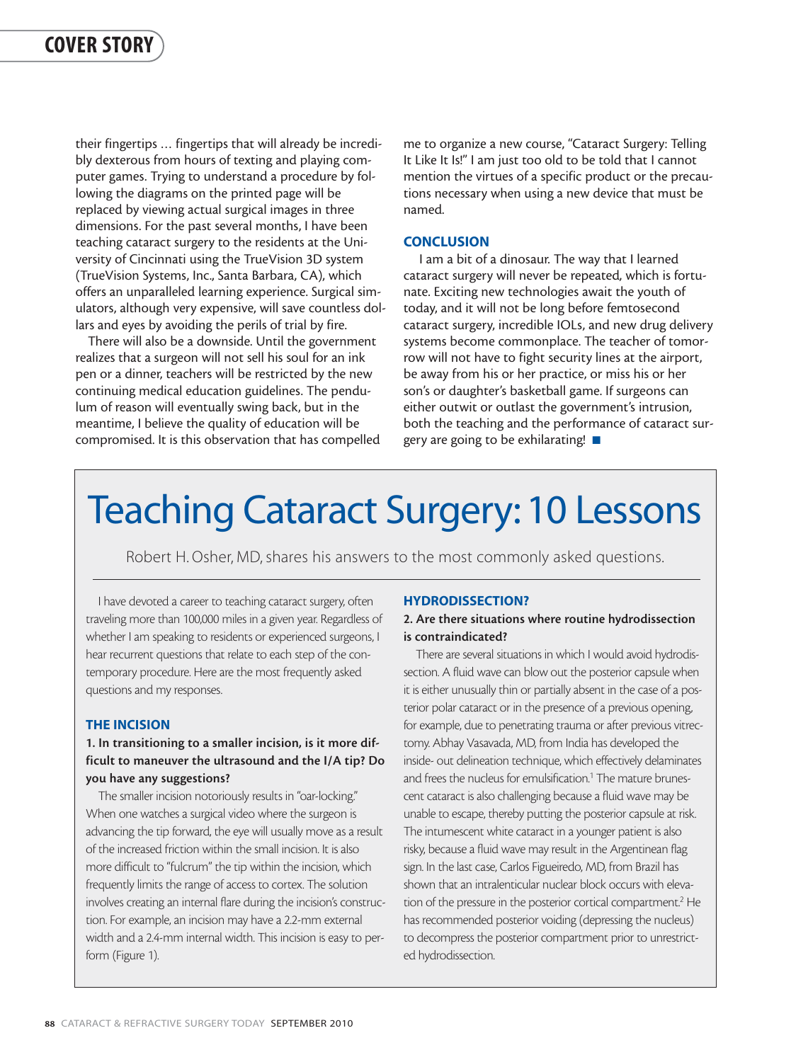their fingertips ... fingertips that will already be incredibly dexterous from hours of texting and playing computer games. Trying to understand a procedure by following the diagrams on the printed page will be replaced by viewing actual surgical images in three dimensions. For the past several months, I have been teaching cataract surgery to the residents at the University of Cincinnati using the TrueVision 3D system (TrueVision Systems, Inc., Santa Barbara, CA), which offers an unparalleled learning experience. Surgical simulators, although very expensive, will save countless dollars and eyes by avoiding the perils of trial by fire.

There will also be a downside. Until the government realizes that a surgeon will not sell his soul for an ink pen or a dinner, teachers will be restricted by the new continuing medical education guidelines. The pendulum of reason will eventually swing back, but in the meantime, I believe the quality of education will be compromised. It is this observation that has compelled me to organize a new course, "Cataract Surgery: Telling It Like It Is!" I am just too old to be told that I cannot mention the virtues of a specific product or the precautions necessary when using a new device that must be named.

## CONCLUSION

I am a bit of a dinosaur. The way that I learned cataract surgery will never be repeated, which is fortunate. Exciting new technologies await the youth of today, and it will not be long before femtosecond cataract surgery, incredible IOLs, and new drug delivery systems become commonplace. The teacher of tomorrow will not have to fight security lines at the airport, be away from his or her practice, or miss his or her son's or daughter's basketball game. If surgeons can either outwit or outlast the government's intrusion, both the teaching and the performance of cataract surgery are going to be exhilarating! ■

# Teaching Cataract Surgery: 10 Lessons

Robert H. Osher, MD, shares his answers to the most commonly asked questions.

I have devoted a career to teaching cataract surgery, often traveling more than 100,000 miles in a given year. Regardless of whether I am speaking to residents or experienced surgeons, I hear recurrent questions that relate to each step of the contemporary procedure. Here are the most frequently asked questions and my responses.

## THE INCISION

**1. In transitioning to a smaller incision, is it more difficult to maneuver the ultrasound and the I/A tip? Do you have any suggestions?**

The smaller incision notoriously results in "oar-locking." When one watches a surgical video where the surgeon is advancing the tip forward, the eye will usually move as a result of the increased friction within the small incision. It is also more difficult to "fulcrum" the tip within the incision, which frequently limits the range of access to cortex. The solution involves creating an internal flare during the incision's construction. For example, an incision may have a 2.2-mm external width and a 2.4-mm internal width. This incision is easy to perform (Figure 1).

## HYDRODISSECTION?

**2. Are there situations where routine hydrodissection is contraindicated?**

There are several situations in which I would avoid hydrodissection. A fluid wave can blow out the posterior capsule when it is either unusually thin or partially absent in the case of a posterior polar cataract or in the presence of a previous opening, for example, due to penetrating trauma or after previous vitrectomy. Abhay Vasavada, MD, from India has developed the inside- out delineation technique, which effectively delaminates and frees the nucleus for emulsification.[1] The mature brunescent cataract is also challenging because a fluid wave may be unable to escape, thereby putting the posterior capsule at risk. The intumescent white cataract in a younger patient is also risky, because a fluid wave may result in the Argentinean flag sign. In the last case, Carlos Figueiredo, MD, from Brazil has shown that an intralenticular nuclear block occurs with elevation of the pressure in the posterior cortical compartment.[2] He has recommended posterior voiding (depressing the nucleus) to decompress the posterior compartment prior to unrestricted hydrodissection.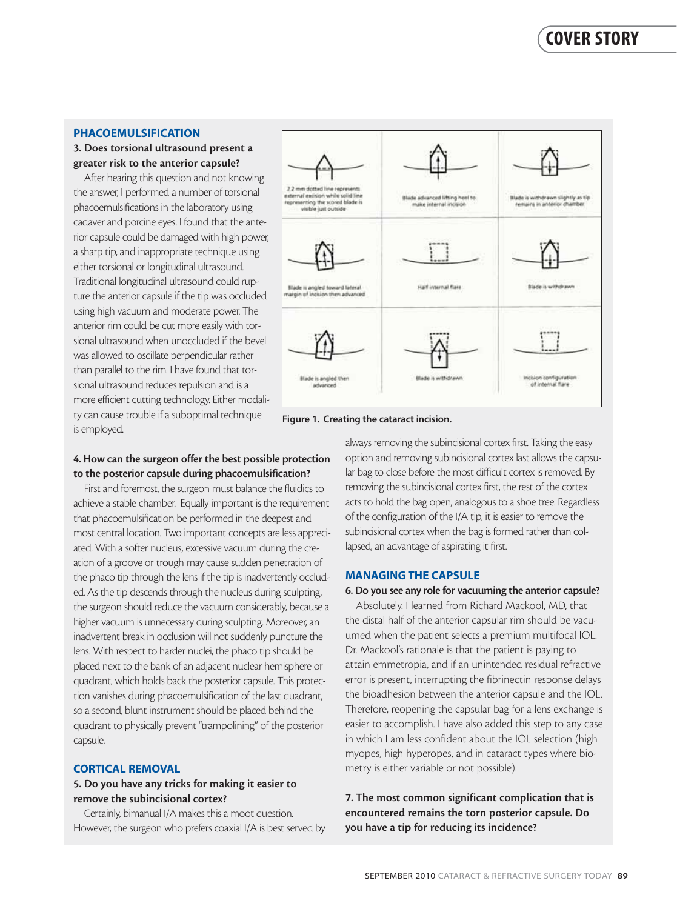## PHACOEMULSIFICATION

### 3. Does torsional ultrasound present a greater risk to the anterior capsule?

After hearing this question and not knowing the answer, I performed a number of torsional phacoemulsifications in the laboratory using cadaver and porcine eyes. I found that the anterior capsule could be damaged with high power, a sharp tip, and inappropriate technique using either torsional or longitudinal ultrasound. Traditional longitudinal ultrasound could rupture the anterior capsule if the tip was occluded using high vacuum and moderate power. The anterior rim could be cut more easily with torsional ultrasound when unoccluded if the bevel was allowed to oscillate perpendicular rather than parallel to the rim. I have found that torsional ultrasound reduces repulsion and is a more efficient cutting technology. Either modality can cause trouble if a suboptimal technique is employed.

| | | |
|---|---|---|
| 2.2 mm dotted line represents external excision while solid line representing the scored blade is visible just outside | Blade advanced lifting heel to make internal incision | Blade is withdrawn slightly as tip remains in anterior chamber |
| Blade is angled toward lateral margin of incision then advanced | Half internal flare | Blade is withdrawn |
| Blade is angled then advanced | Blade is withdrawn | Incision configuration of internal flare |

**Figure 1. Creating the cataract incision.**

### 4. How can the surgeon offer the best possible protection to the posterior capsule during phacoemulsification?

First and foremost, the surgeon must balance the fluidics to achieve a stable chamber. Equally important is the requirement that phacoemulsification be performed in the deepest and most central location. Two important concepts are less appreciated. With a softer nucleus, excessive vacuum during the creation of a groove or trough may cause sudden penetration of the phaco tip through the lens if the tip is inadvertently occluded. As the tip descends through the nucleus during sculpting, the surgeon should reduce the vacuum considerably, because a higher vacuum is unnecessary during sculpting. Moreover, an inadvertent break in occlusion will not suddenly puncture the lens. With respect to harder nuclei, the phaco tip should be placed next to the bank of an adjacent nuclear hemisphere or quadrant, which holds back the posterior capsule. This protection vanishes during phacoemulsification of the last quadrant, so a second, blunt instrument should be placed behind the quadrant to physically prevent "trampolining" of the posterior capsule.

## CORTICAL REMOVAL

### 5. Do you have any tricks for making it easier to remove the subincisional cortex?

Certainly, bimanual I/A makes this a moot question. However, the surgeon who prefers coaxial I/A is best served by always removing the subincisional cortex first. Taking the easy option and removing subincisional cortex last allows the capsular bag to close before the most difficult cortex is removed. By removing the subincisional cortex first, the rest of the cortex acts to hold the bag open, analogous to a shoe tree. Regardless of the configuration of the I/A tip, it is easier to remove the subincisional cortex when the bag is formed rather than collapsed, an advantage of aspirating it first.

## MANAGING THE CAPSULE

### 6. Do you see any role for vacuuming the anterior capsule?

Absolutely. I learned from Richard Mackool, MD, that the distal half of the anterior capsular rim should be vacuumed when the patient selects a premium multifocal IOL. Dr. Mackool's rationale is that the patient is paying to attain emmetropia, and if an unintended residual refractive error is present, interrupting the fibrinectin response delays the bioadhesion between the anterior capsule and the IOL. Therefore, reopening the capsular bag for a lens exchange is easier to accomplish. I have also added this step to any case in which I am less confident about the IOL selection (high myopes, high hyperopes, and in cataract types where biometry is either variable or not possible).

### 7. The most common significant complication that is encountered remains the torn posterior capsule. Do you have a tip for reducing its incidence?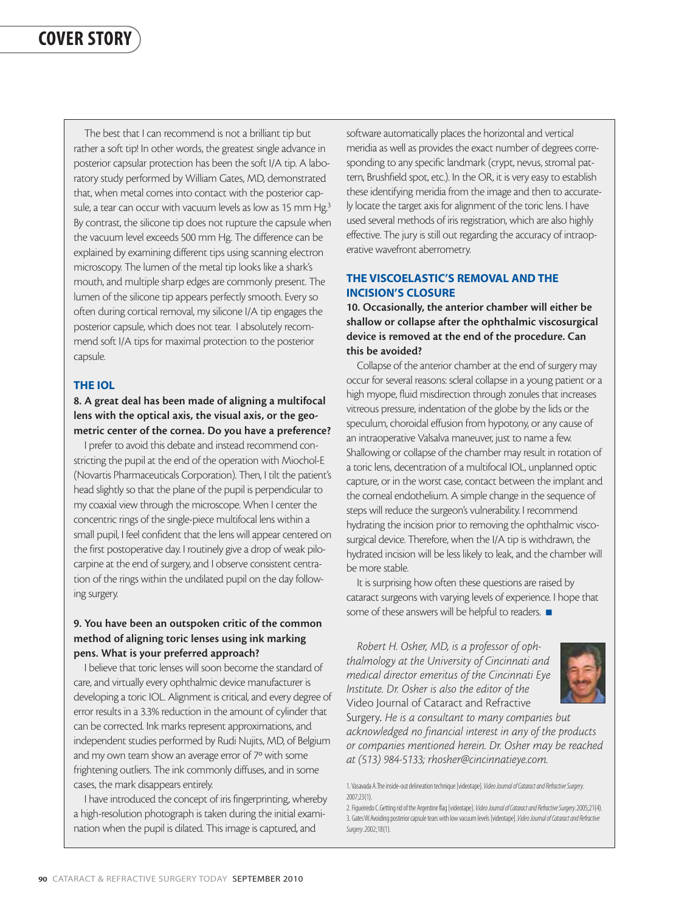The best that I can recommend is not a brilliant tip but rather a soft tip! In other words, the greatest single advance in posterior capsular protection has been the soft I/A tip. A laboratory study performed by William Gates, MD, demonstrated that, when metal comes into contact with the posterior capsule, a tear can occur with vacuum levels as low as 15 mm Hg.[3] By contrast, the silicone tip does not rupture the capsule when the vacuum level exceeds 500 mm Hg. The difference can be explained by examining different tips using scanning electron microscopy. The lumen of the metal tip looks like a shark's mouth, and multiple sharp edges are commonly present. The lumen of the silicone tip appears perfectly smooth. Every so often during cortical removal, my silicone I/A tip engages the posterior capsule, which does not tear. I absolutely recommend soft I/A tips for maximal protection to the posterior capsule.

## THE IOL

**8. A great deal has been made of aligning a multifocal lens with the optical axis, the visual axis, or the geometric center of the cornea. Do you have a preference?**

I prefer to avoid this debate and instead recommend constricting the pupil at the end of the operation with Miochol-E (Novartis Pharmaceuticals Corporation). Then, I tilt the patient's head slightly so that the plane of the pupil is perpendicular to my coaxial view through the microscope. When I center the concentric rings of the single-piece multifocal lens within a small pupil, I feel confident that the lens will appear centered on the first postoperative day. I routinely give a drop of weak pilocarpine at the end of surgery, and I observe consistent centration of the rings within the undilated pupil on the day following surgery.

**9. You have been an outspoken critic of the common method of aligning toric lenses using ink marking pens. What is your preferred approach?**

I believe that toric lenses will soon become the standard of care, and virtually every ophthalmic device manufacturer is developing a toric IOL. Alignment is critical, and every degree of error results in a 3.3% reduction in the amount of cylinder that can be corrected. Ink marks represent approximations, and independent studies performed by Rudi Nujits, MD, of Belgium and my own team show an average error of 7º with some frightening outliers. The ink commonly diffuses, and in some cases, the mark disappears entirely.

I have introduced the concept of iris fingerprinting, whereby a high-resolution photograph is taken during the initial examination when the pupil is dilated. This image is captured, and software automatically places the horizontal and vertical meridia as well as provides the exact number of degrees corresponding to any specific landmark (crypt, nevus, stromal pattern, Brushfield spot, etc.). In the OR, it is very easy to establish these identifying meridia from the image and then to accurately locate the target axis for alignment of the toric lens. I have used several methods of iris registration, which are also highly effective. The jury is still out regarding the accuracy of intraoperative wavefront aberrometry.

## THE VISCOELASTIC'S REMOVAL AND THE INCISION'S CLOSURE

**10. Occasionally, the anterior chamber will either be shallow or collapse after the ophthalmic viscosurgical device is removed at the end of the procedure. Can this be avoided?**

Collapse of the anterior chamber at the end of surgery may occur for several reasons: scleral collapse in a young patient or a high myope, fluid misdirection through zonules that increases vitreous pressure, indentation of the globe by the lids or the speculum, choroidal effusion from hypotony, or any cause of an intraoperative Valsalva maneuver, just to name a few. Shallowing or collapse of the chamber may result in rotation of a toric lens, decentration of a multifocal IOL, unplanned optic capture, or in the worst case, contact between the implant and the corneal endothelium. A simple change in the sequence of steps will reduce the surgeon's vulnerability. I recommend hydrating the incision prior to removing the ophthalmic viscosurgical device. Therefore, when the I/A tip is withdrawn, the hydrated incision will be less likely to leak, and the chamber will be more stable.

It is surprising how often these questions are raised by cataract surgeons with varying levels of experience. I hope that some of these answers will be helpful to readers. ■

*Robert H. Osher, MD, is a professor of ophthalmology at the University of Cincinnati and medical director emeritus of the Cincinnati Eye Institute. Dr. Osher is also the editor of the* Video Journal of Cataract and Refractive Surgery. *He is a consultant to many companies but acknowledged no financial interest in any of the products or companies mentioned herein. Dr. Osher may be reached at (513) 984-5133; rhosher@cincinnatieye.com.*

1. Vasavada A. The inside-out delineation technique [videotape]. *Video Journal of Cataract and Refractive Surgery*. 2007;23(1).
2. Figueiredo C. Getting rid of the Argentine flag [videotape]. *Video Journal of Cataract and Refractive Surgery*. 2005;21(4).
3. Gates W. Avoiding posterior capsule tears with low vacuum levels [videotape]. *Video Journal of Cataract and Refractive Surgery*. 2002;18(1).